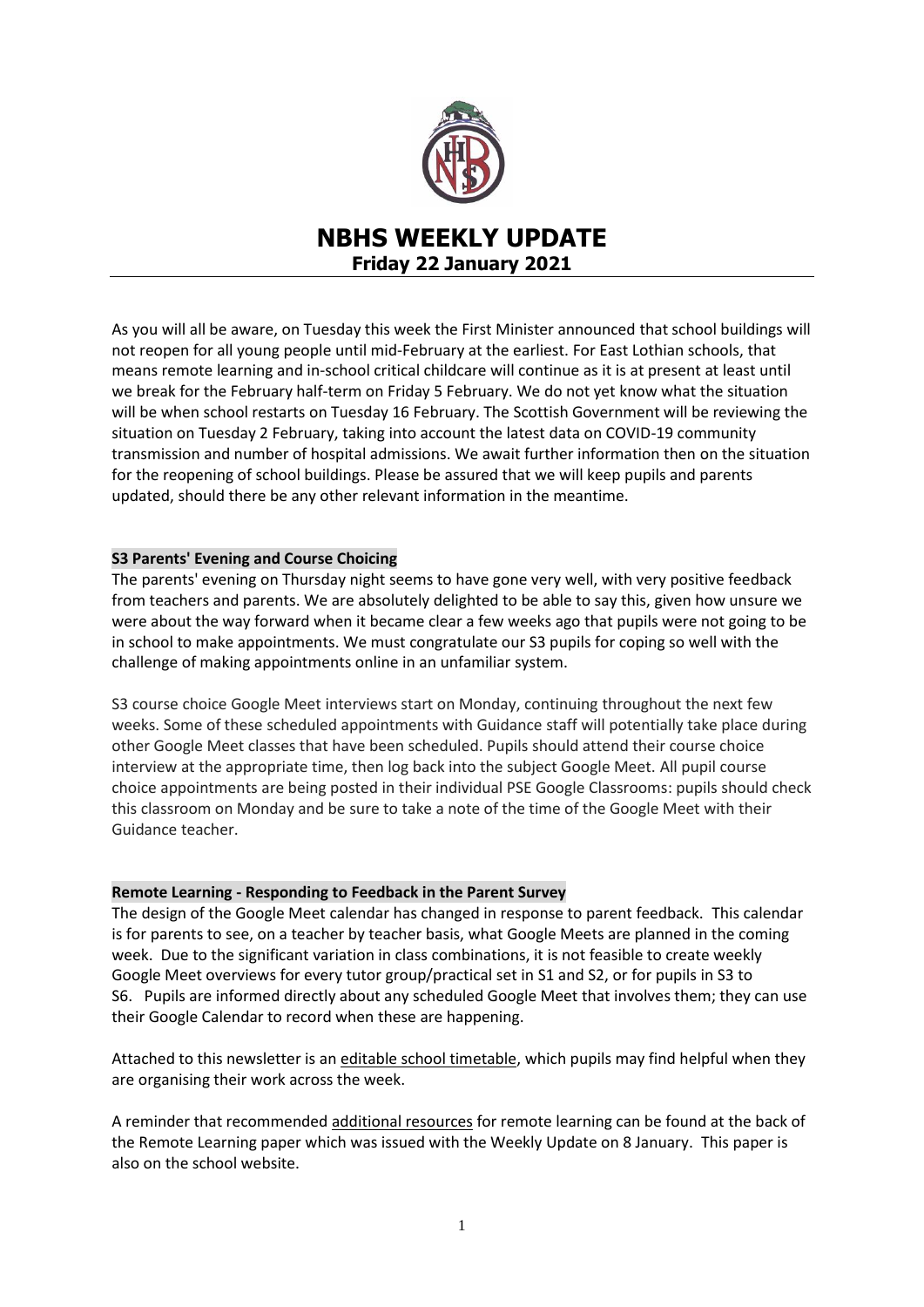# NBHS WEEKLY UPDATE

**Friday 22 January 2021**

As you will all be aware, on Tuesday this week the First Minister announced that school buildings will not reopen for all young people until mid-February at the earliest. For East Lothian schools, that means remote learning and in-school critical childcare will continue as it is at present at least until we break for the February half-term on Friday 5 February. We do not yet know what the situation will be when school restarts on Tuesday 16 February. The Scottish Government will be reviewing the situation on Tuesday 2 February, taking into account the latest data on COVID-19 community transmission and number of hospital admissions. We await further information then on the situation for the reopening of school buildings. Please be assured that we will keep pupils and parents updated, should there be any other relevant information in the meantime.

## S3 Parents' Evening and Course Choicing

The parents' evening on Thursday night seems to have gone very well, with very positive feedback from teachers and parents. We are absolutely delighted to be able to say this, given how unsure we were about the way forward when it became clear a few weeks ago that pupils were not going to be in school to make appointments. We must congratulate our S3 pupils for coping so well with the challenge of making appointments online in an unfamiliar system.

S3 course choice Google Meet interviews start on Monday, continuing throughout the next few weeks. Some of these scheduled appointments with Guidance staff will potentially take place during other Google Meet classes that have been scheduled. Pupils should attend their course choice interview at the appropriate time, then log back into the subject Google Meet. All pupil course choice appointments are being posted in their individual PSE Google Classrooms: pupils should check this classroom on Monday and be sure to take a note of the time of the Google Meet with their Guidance teacher.

## Remote Learning - Responding to Feedback in the Parent Survey

The design of the Google Meet calendar has changed in response to parent feedback. This calendar is for parents to see, on a teacher by teacher basis, what Google Meets are planned in the coming week. Due to the significant variation in class combinations, it is not feasible to create weekly Google Meet overviews for every tutor group/practical set in S1 and S2, or for pupils in S3 to S6. Pupils are informed directly about any scheduled Google Meet that involves them; they can use their Google Calendar to record when these are happening.

Attached to this newsletter is an editable school timetable, which pupils may find helpful when they are organising their work across the week.

A reminder that recommended additional resources for remote learning can be found at the back of the Remote Learning paper which was issued with the Weekly Update on 8 January. This paper is also on the school website.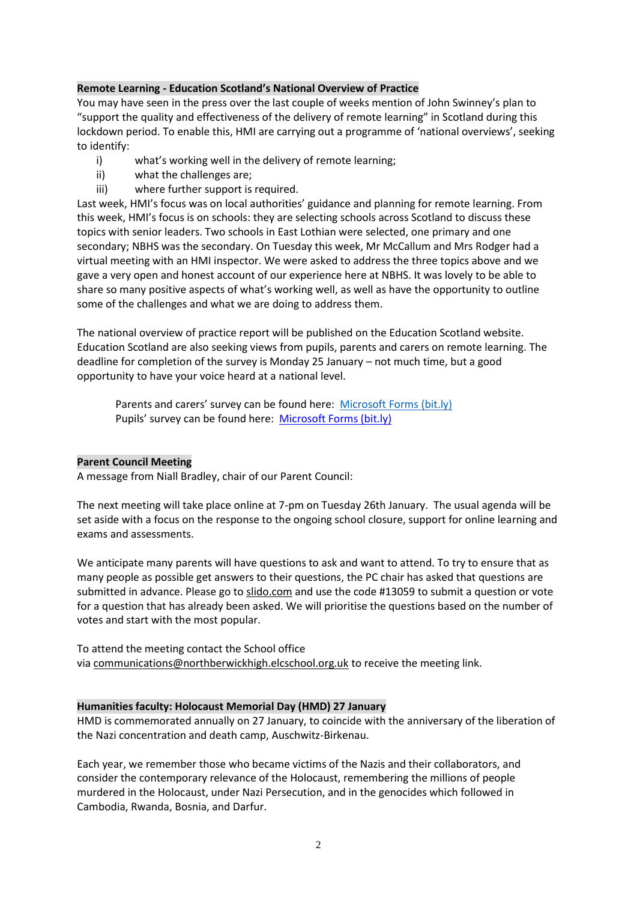**Remote Learning - Education Scotland's National Overview of Practice**

You may have seen in the press over the last couple of weeks mention of John Swinney's plan to "support the quality and effectiveness of the delivery of remote learning" in Scotland during this lockdown period. To enable this, HMI are carrying out a programme of 'national overviews', seeking to identify:

i) what's working well in the delivery of remote learning;
ii) what the challenges are;
iii) where further support is required.

Last week, HMI's focus was on local authorities' guidance and planning for remote learning. From this week, HMI's focus is on schools: they are selecting schools across Scotland to discuss these topics with senior leaders. Two schools in East Lothian were selected, one primary and one secondary; NBHS was the secondary. On Tuesday this week, Mr McCallum and Mrs Rodger had a virtual meeting with an HMI inspector. We were asked to address the three topics above and we gave a very open and honest account of our experience here at NBHS. It was lovely to be able to share so many positive aspects of what's working well, as well as have the opportunity to outline some of the challenges and what we are doing to address them.

The national overview of practice report will be published on the Education Scotland website. Education Scotland are also seeking views from pupils, parents and carers on remote learning. The deadline for completion of the survey is Monday 25 January – not much time, but a good opportunity to have your voice heard at a national level.

> Parents and carers' survey can be found here: [Microsoft Forms (bit.ly)]
> Pupils' survey can be found here: [Microsoft Forms (bit.ly)]

**Parent Council Meeting**

A message from Niall Bradley, chair of our Parent Council:

The next meeting will take place online at 7-pm on Tuesday 26th January. The usual agenda will be set aside with a focus on the response to the ongoing school closure, support for online learning and exams and assessments.

We anticipate many parents will have questions to ask and want to attend. To try to ensure that as many people as possible get answers to their questions, the PC chair has asked that questions are submitted in advance. Please go to slido.com and use the code #13059 to submit a question or vote for a question that has already been asked. We will prioritise the questions based on the number of votes and start with the most popular.

To attend the meeting contact the School office via communications@northberwickhigh.elcschool.org.uk to receive the meeting link.

**Humanities faculty: Holocaust Memorial Day (HMD) 27 January**

HMD is commemorated annually on 27 January, to coincide with the anniversary of the liberation of the Nazi concentration and death camp, Auschwitz-Birkenau.

Each year, we remember those who became victims of the Nazis and their collaborators, and consider the contemporary relevance of the Holocaust, remembering the millions of people murdered in the Holocaust, under Nazi Persecution, and in the genocides which followed in Cambodia, Rwanda, Bosnia, and Darfur.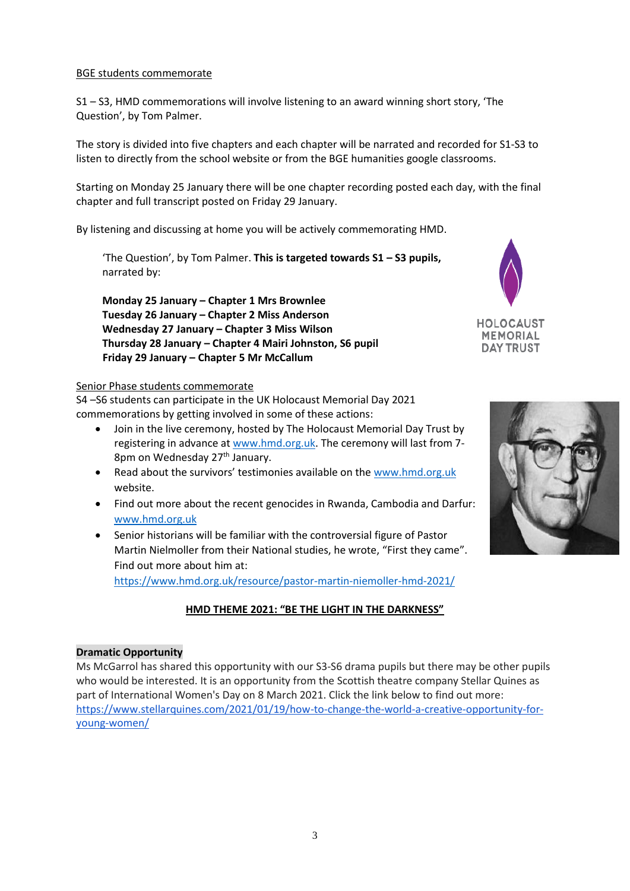BGE students commemorate

S1 – S3, HMD commemorations will involve listening to an award winning short story, 'The Question', by Tom Palmer.

The story is divided into five chapters and each chapter will be narrated and recorded for S1-S3 to listen to directly from the school website or from the BGE humanities google classrooms.

Starting on Monday 25 January there will be one chapter recording posted each day, with the final chapter and full transcript posted on Friday 29 January.

By listening and discussing at home you will be actively commemorating HMD.

'The Question', by Tom Palmer. **This is targeted towards S1 – S3 pupils,** narrated by:

**Monday 25 January – Chapter 1 Mrs Brownlee**
**Tuesday 26 January – Chapter 2 Miss Anderson**
**Wednesday 27 January – Chapter 3 Miss Wilson**
**Thursday 28 January – Chapter 4 Mairi Johnston, S6 pupil**
**Friday 29 January – Chapter 5 Mr McCallum**

HOLOCAUST MEMORIAL DAY TRUST

Senior Phase students commemorate

S4 –S6 students can participate in the UK Holocaust Memorial Day 2021 commemorations by getting involved in some of these actions:

- Join in the live ceremony, hosted by The Holocaust Memorial Day Trust by registering in advance at www.hmd.org.uk. The ceremony will last from 7-8pm on Wednesday 27th January.
- Read about the survivors' testimonies available on the www.hmd.org.uk website.
- Find out more about the recent genocides in Rwanda, Cambodia and Darfur: www.hmd.org.uk
- Senior historians will be familiar with the controversial figure of Pastor Martin Nielmoller from their National studies, he wrote, "First they came". Find out more about him at: https://www.hmd.org.uk/resource/pastor-martin-niemoller-hmd-2021/

**HMD THEME 2021: "BE THE LIGHT IN THE DARKNESS"**

**Dramatic Opportunity**

Ms McGarrol has shared this opportunity with our S3-S6 drama pupils but there may be other pupils who would be interested. It is an opportunity from the Scottish theatre company Stellar Quines as part of International Women's Day on 8 March 2021. Click the link below to find out more: https://www.stellarquines.com/2021/01/19/how-to-change-the-world-a-creative-opportunity-for-young-women/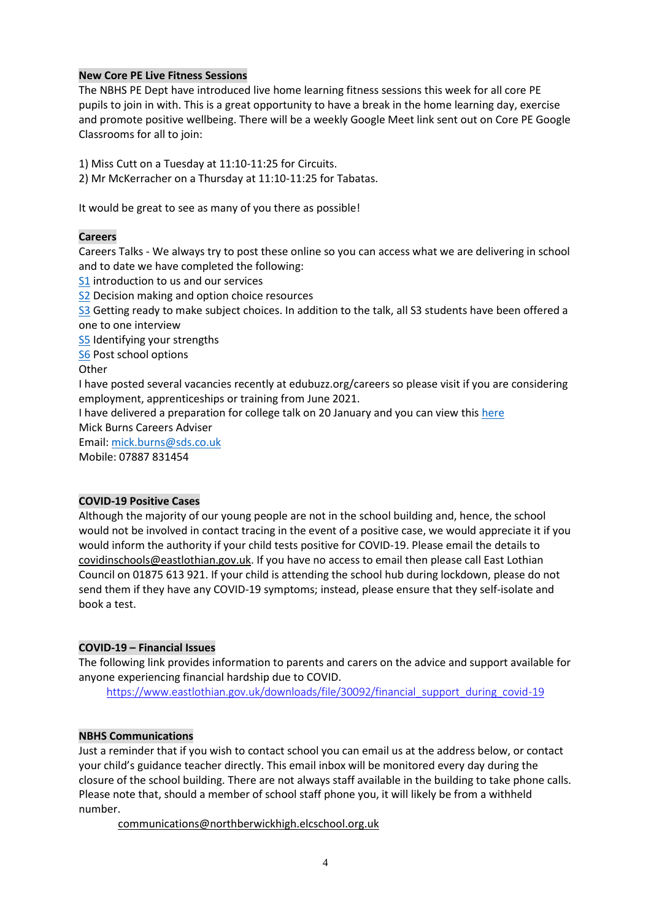**New Core PE Live Fitness Sessions**

The NBHS PE Dept have introduced live home learning fitness sessions this week for all core PE pupils to join in with. This is a great opportunity to have a break in the home learning day, exercise and promote positive wellbeing. There will be a weekly Google Meet link sent out on Core PE Google Classrooms for all to join:

1) Miss Cutt on a Tuesday at 11:10-11:25 for Circuits.
2) Mr McKerracher on a Thursday at 11:10-11:25 for Tabatas.

It would be great to see as many of you there as possible!

**Careers**

Careers Talks - We always try to post these online so you can access what we are delivering in school and to date we have completed the following:

S1 introduction to us and our services
S2 Decision making and option choice resources
S3 Getting ready to make subject choices. In addition to the talk, all S3 students have been offered a one to one interview
S5 Identifying your strengths
S6 Post school options
Other

I have posted several vacancies recently at edubuzz.org/careers so please visit if you are considering employment, apprenticeships or training from June 2021.

I have delivered a preparation for college talk on 20 January and you can view this here

Mick Burns Careers Adviser
Email: mick.burns@sds.co.uk
Mobile: 07887 831454

**COVID-19 Positive Cases**

Although the majority of our young people are not in the school building and, hence, the school would not be involved in contact tracing in the event of a positive case, we would appreciate it if you would inform the authority if your child tests positive for COVID-19. Please email the details to covidinschools@eastlothian.gov.uk. If you have no access to email then please call East Lothian Council on 01875 613 921. If your child is attending the school hub during lockdown, please do not send them if they have any COVID-19 symptoms; instead, please ensure that they self-isolate and book a test.

**COVID-19 – Financial Issues**

The following link provides information to parents and carers on the advice and support available for anyone experiencing financial hardship due to COVID.

https://www.eastlothian.gov.uk/downloads/file/30092/financial_support_during_covid-19

**NBHS Communications**

Just a reminder that if you wish to contact school you can email us at the address below, or contact your child's guidance teacher directly. This email inbox will be monitored every day during the closure of the school building. There are not always staff available in the building to take phone calls. Please note that, should a member of school staff phone you, it will likely be from a withheld number.

communications@northberwickhigh.elcschool.org.uk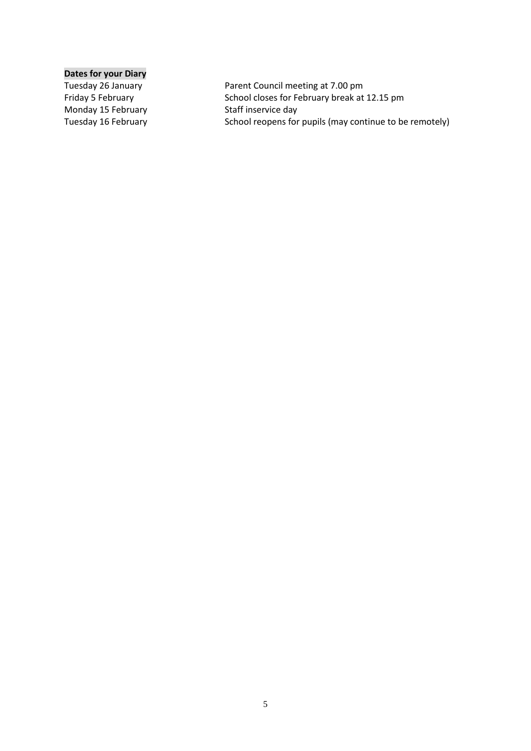**Dates for your Diary**

| | |
|---|---|
| Tuesday 26 January | Parent Council meeting at 7.00 pm |
| Friday 5 February | School closes for February break at 12.15 pm |
| Monday 15 February | Staff inservice day |
| Tuesday 16 February | School reopens for pupils (may continue to be remotely) |